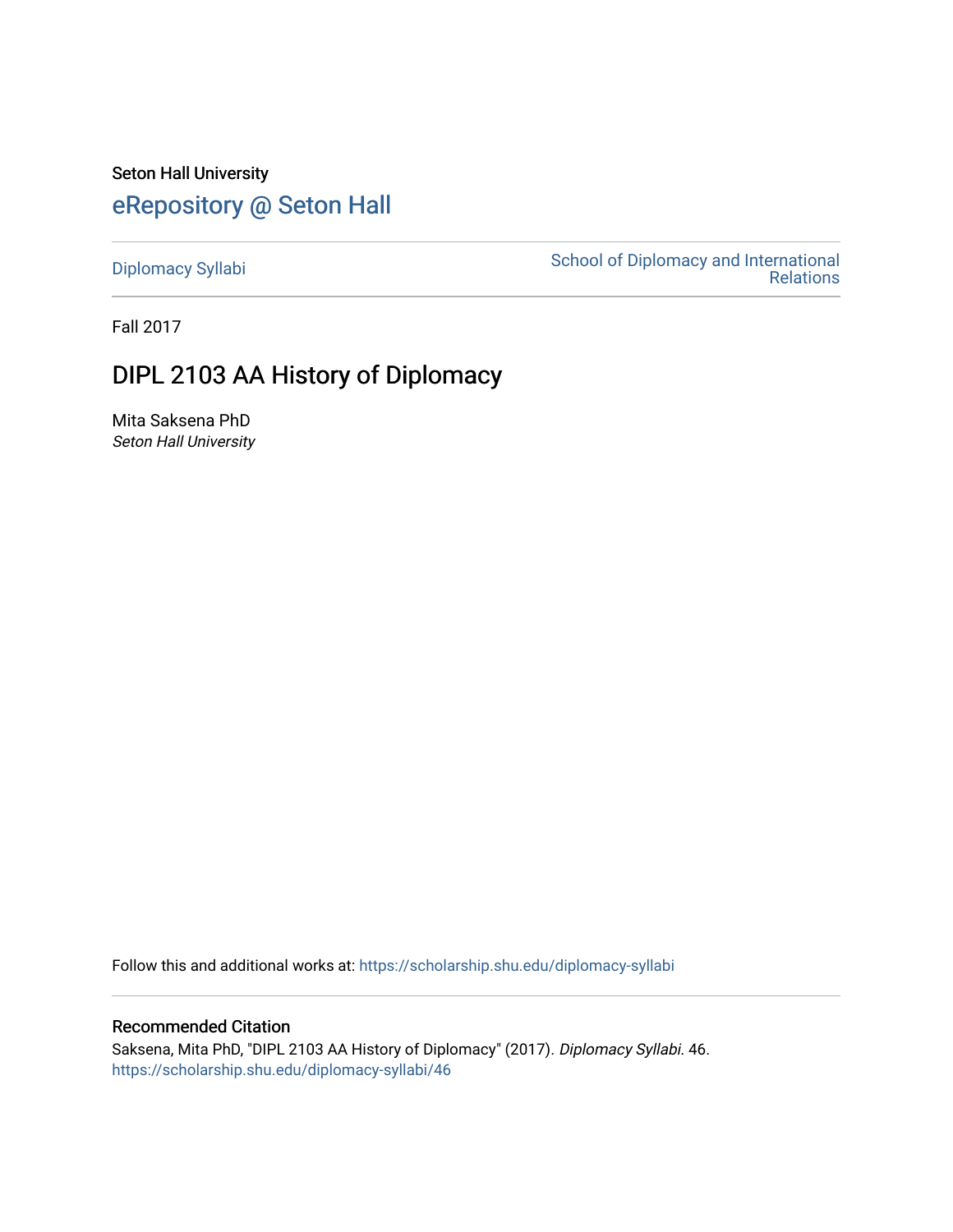Seton Hall University

## eRepository @ Seton Hall

Diplomacy Syllabi

School of Diplomacy and International Relations

Fall 2017

# DIPL 2103 AA History of Diplomacy

Mita Saksena PhD

*Seton Hall University*

Follow this and additional works at: https://scholarship.shu.edu/diplomacy-syllabi

### Recommended Citation

Saksena, Mita PhD, "DIPL 2103 AA History of Diplomacy" (2017). *Diplomacy Syllabi*. 46.
https://scholarship.shu.edu/diplomacy-syllabi/46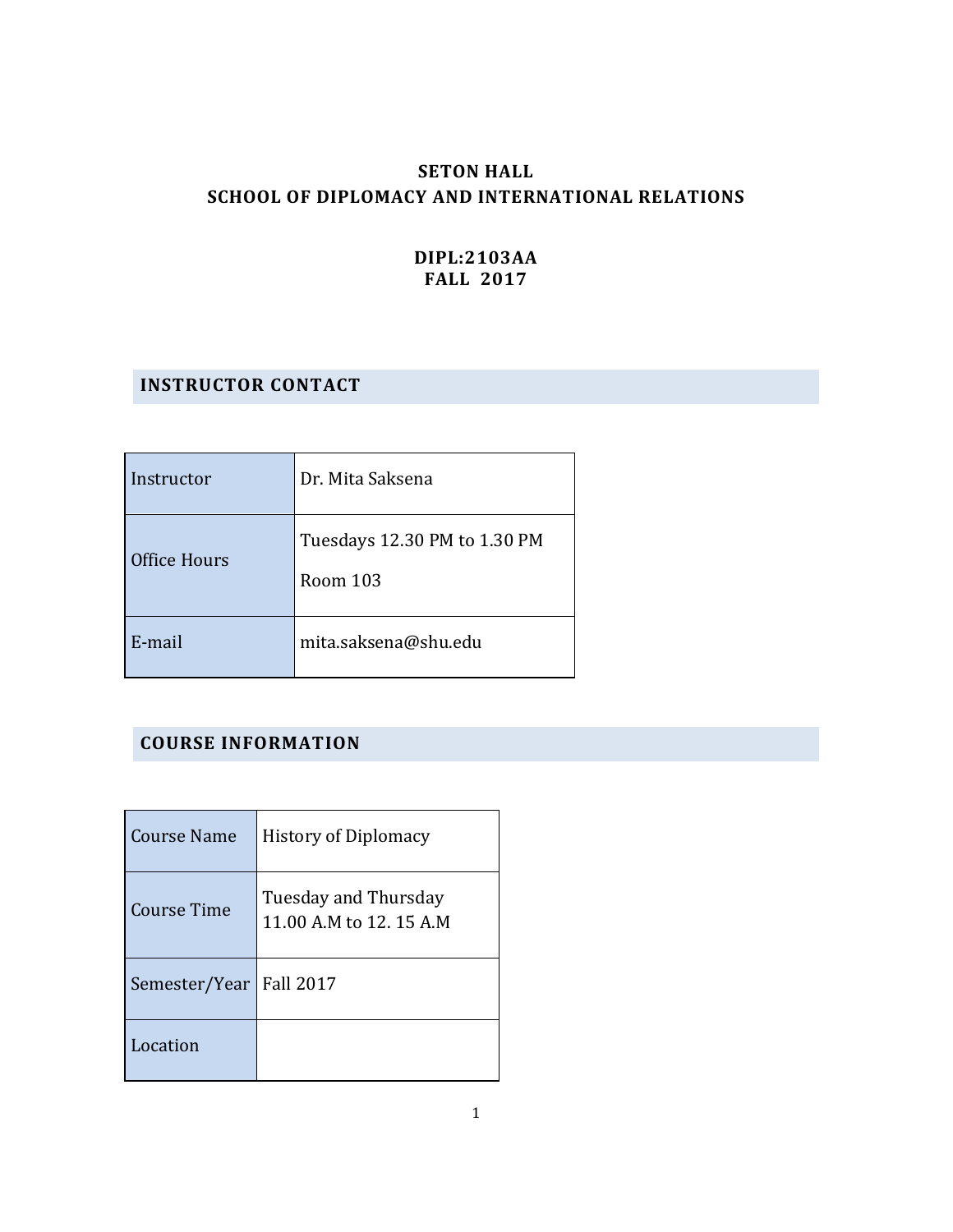**SETON HALL**
**SCHOOL OF DIPLOMACY AND INTERNATIONAL RELATIONS**

**DIPL:2103AA**
**FALL 2017**

## INSTRUCTOR CONTACT

| | |
|---|---|
| Instructor | Dr. Mita Saksena |
| Office Hours | Tuesdays 12.30 PM to 1.30 PM<br>Room 103 |
| E-mail | mita.saksena@shu.edu |

## COURSE INFORMATION

| | |
|---|---|
| Course Name | History of Diplomacy |
| Course Time | Tuesday and Thursday 11.00 A.M to 12. 15 A.M |
| Semester/Year | Fall 2017 |
| Location | |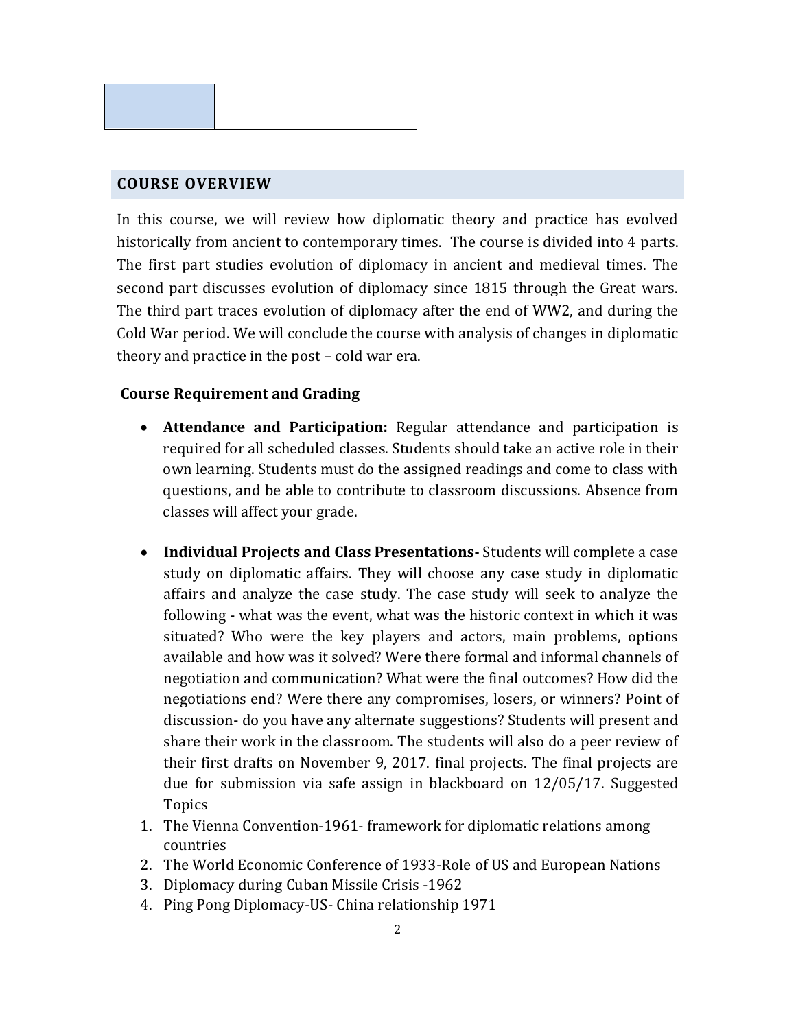| | |
|---|---|
| | |

## COURSE OVERVIEW

In this course, we will review how diplomatic theory and practice has evolved historically from ancient to contemporary times. The course is divided into 4 parts. The first part studies evolution of diplomacy in ancient and medieval times. The second part discusses evolution of diplomacy since 1815 through the Great wars. The third part traces evolution of diplomacy after the end of WW2, and during the Cold War period. We will conclude the course with analysis of changes in diplomatic theory and practice in the post – cold war era.

**Course Requirement and Grading**

- **Attendance and Participation:** Regular attendance and participation is required for all scheduled classes. Students should take an active role in their own learning. Students must do the assigned readings and come to class with questions, and be able to contribute to classroom discussions. Absence from classes will affect your grade.

- **Individual Projects and Class Presentations-** Students will complete a case study on diplomatic affairs. They will choose any case study in diplomatic affairs and analyze the case study. The case study will seek to analyze the following - what was the event, what was the historic context in which it was situated? Who were the key players and actors, main problems, options available and how was it solved? Were there formal and informal channels of negotiation and communication? What were the final outcomes? How did the negotiations end? Were there any compromises, losers, or winners? Point of discussion- do you have any alternate suggestions? Students will present and share their work in the classroom. The students will also do a peer review of their first drafts on November 9, 2017. final projects. The final projects are due for submission via safe assign in blackboard on 12/05/17. Suggested Topics

1. The Vienna Convention-1961- framework for diplomatic relations among countries
2. The World Economic Conference of 1933-Role of US and European Nations
3. Diplomacy during Cuban Missile Crisis -1962
4. Ping Pong Diplomacy-US- China relationship 1971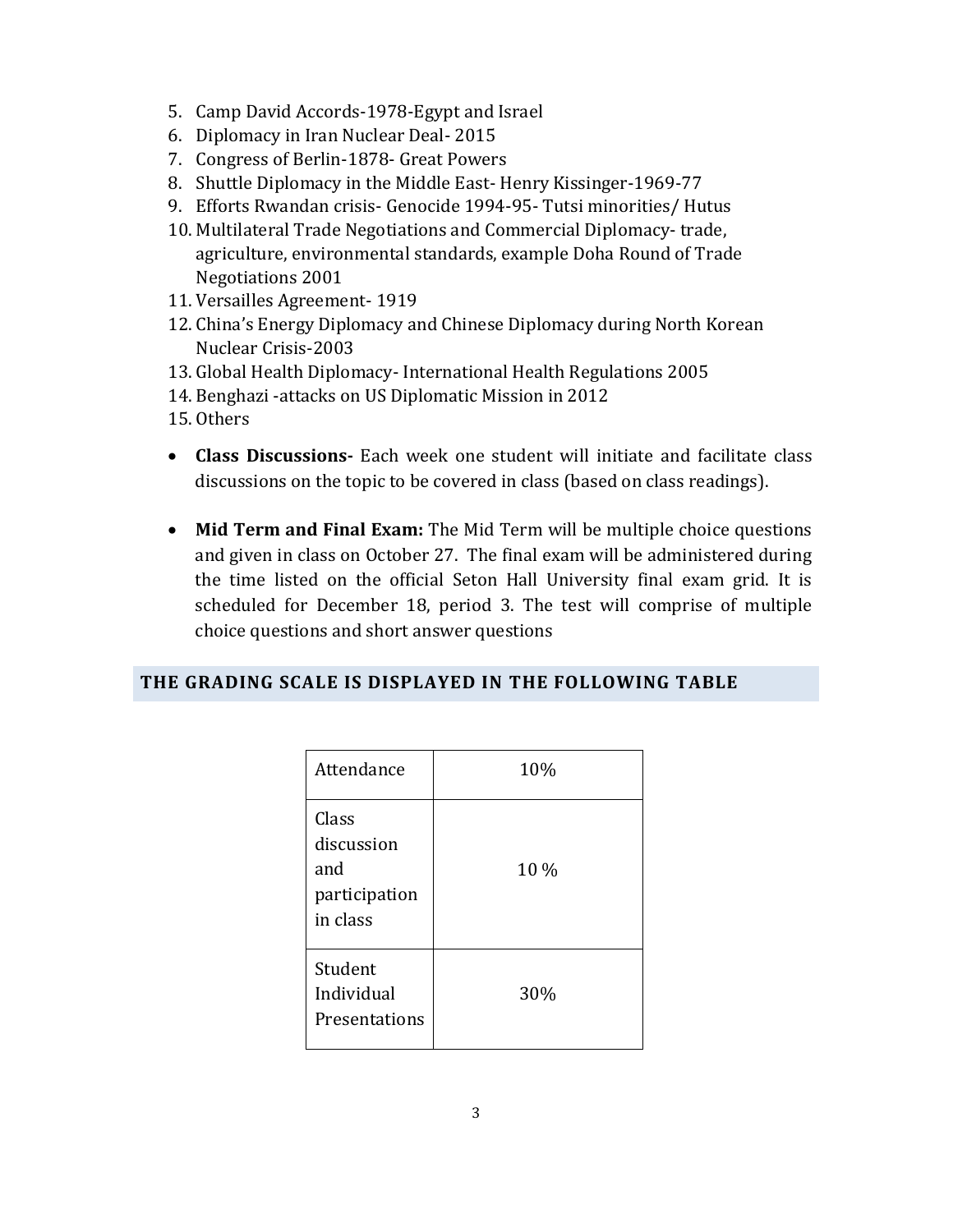5. Camp David Accords-1978-Egypt and Israel
6. Diplomacy in Iran Nuclear Deal- 2015
7. Congress of Berlin-1878- Great Powers
8. Shuttle Diplomacy in the Middle East- Henry Kissinger-1969-77
9. Efforts Rwandan crisis- Genocide 1994-95- Tutsi minorities/ Hutus
10. Multilateral Trade Negotiations and Commercial Diplomacy- trade, agriculture, environmental standards, example Doha Round of Trade Negotiations 2001
11. Versailles Agreement- 1919
12. China's Energy Diplomacy and Chinese Diplomacy during North Korean Nuclear Crisis-2003
13. Global Health Diplomacy- International Health Regulations 2005
14. Benghazi -attacks on US Diplomatic Mission in 2012
15. Others

- **Class Discussions-** Each week one student will initiate and facilitate class discussions on the topic to be covered in class (based on class readings).

- **Mid Term and Final Exam:** The Mid Term will be multiple choice questions and given in class on October 27. The final exam will be administered during the time listed on the official Seton Hall University final exam grid. It is scheduled for December 18, period 3. The test will comprise of multiple choice questions and short answer questions

## THE GRADING SCALE IS DISPLAYED IN THE FOLLOWING TABLE

| Attendance | 10% |
|---|---|
| Class discussion and participation in class | 10 % |
| Student Individual Presentations | 30% |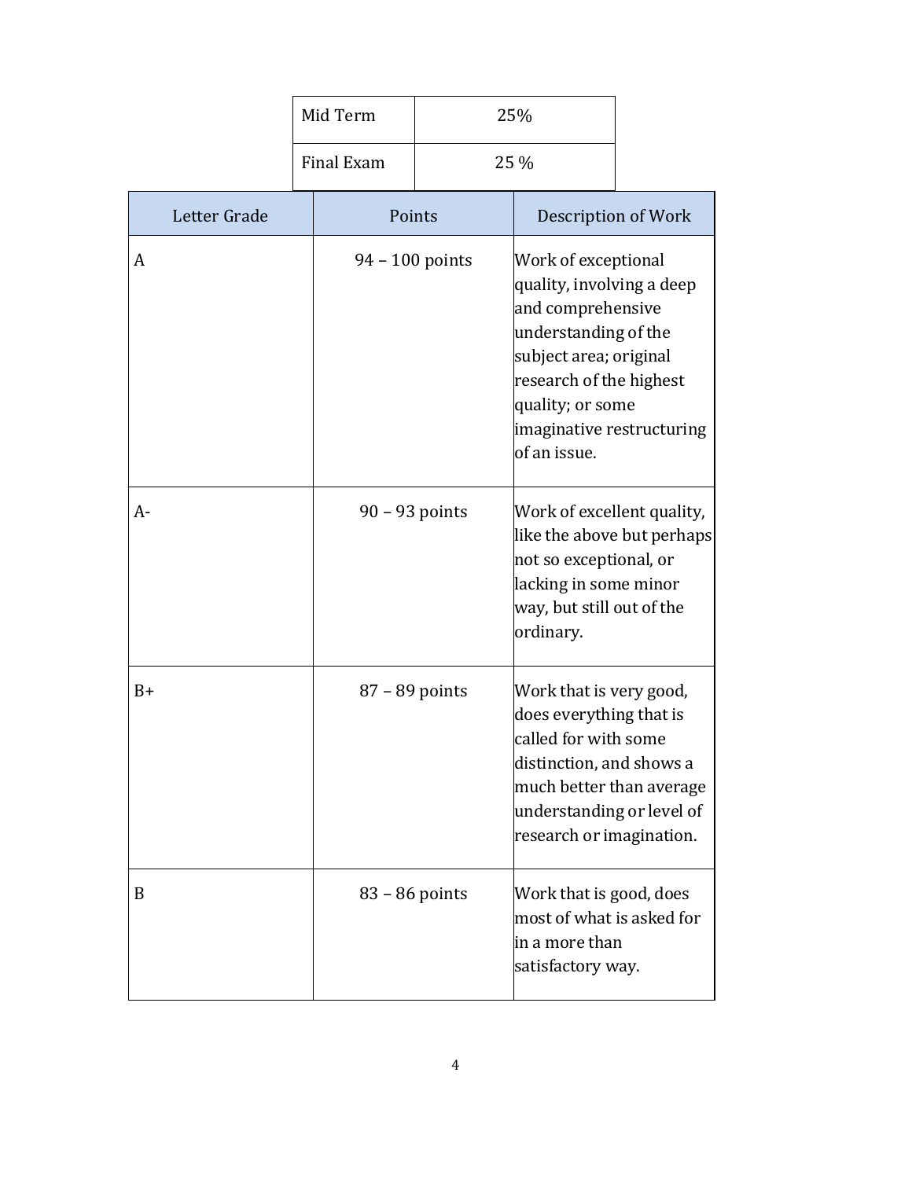| Mid Term | 25% |
|---|---|
| Final Exam | 25 % |

| Letter Grade | Points | Description of Work |
|---|---|---|
| A | 94 – 100 points | Work of exceptional quality, involving a deep and comprehensive understanding of the subject area; original research of the highest quality; or some imaginative restructuring of an issue. |
| A- | 90 – 93 points | Work of excellent quality, like the above but perhaps not so exceptional, or lacking in some minor way, but still out of the ordinary. |
| B+ | 87 – 89 points | Work that is very good, does everything that is called for with some distinction, and shows a much better than average understanding or level of research or imagination. |
| B | 83 – 86 points | Work that is good, does most of what is asked for in a more than satisfactory way. |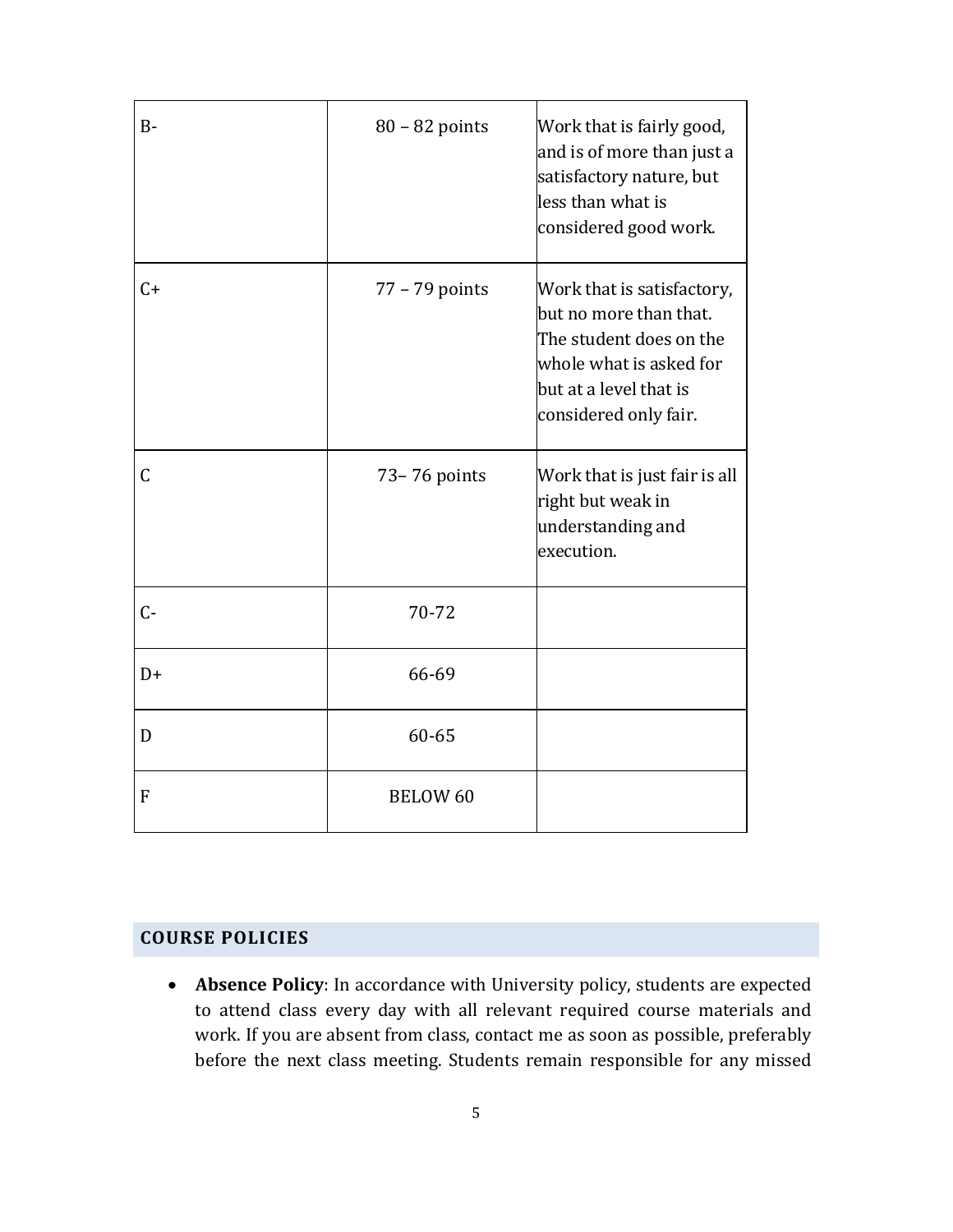| | | |
|---|---|---|
| B- | 80 – 82 points | Work that is fairly good, and is of more than just a satisfactory nature, but less than what is considered good work. |
| C+ | 77 – 79 points | Work that is satisfactory, but no more than that. The student does on the whole what is asked for but at a level that is considered only fair. |
| C | 73– 76 points | Work that is just fair is all right but weak in understanding and execution. |
| C- | 70-72 | |
| D+ | 66-69 | |
| D | 60-65 | |
| F | BELOW 60 | |

## COURSE POLICIES

- **Absence Policy**: In accordance with University policy, students are expected to attend class every day with all relevant required course materials and work. If you are absent from class, contact me as soon as possible, preferably before the next class meeting. Students remain responsible for any missed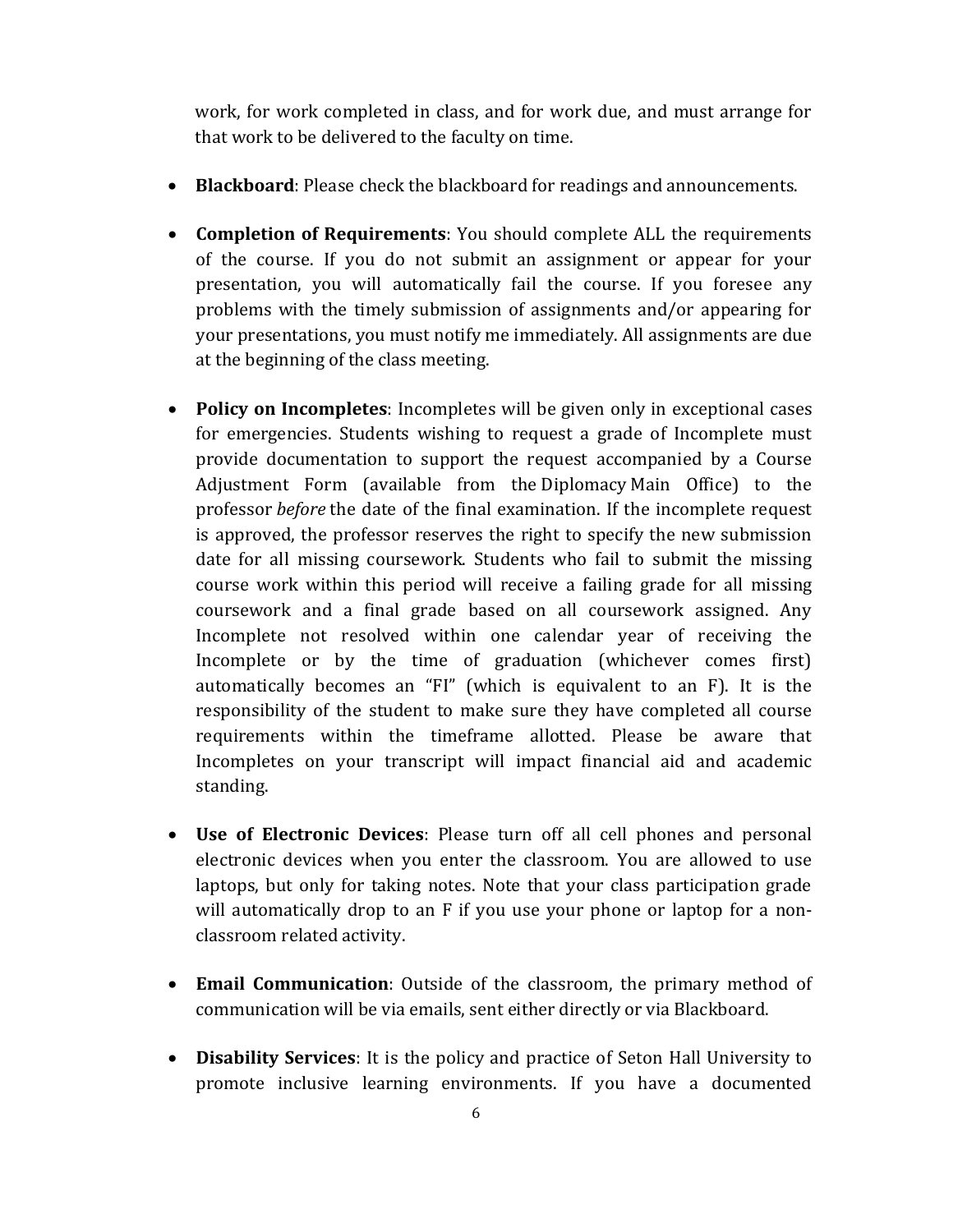work, for work completed in class, and for work due, and must arrange for that work to be delivered to the faculty on time.

- **Blackboard**: Please check the blackboard for readings and announcements.

- **Completion of Requirements**: You should complete ALL the requirements of the course. If you do not submit an assignment or appear for your presentation, you will automatically fail the course. If you foresee any problems with the timely submission of assignments and/or appearing for your presentations, you must notify me immediately. All assignments are due at the beginning of the class meeting.

- **Policy on Incompletes**: Incompletes will be given only in exceptional cases for emergencies. Students wishing to request a grade of Incomplete must provide documentation to support the request accompanied by a Course Adjustment Form (available from the Diplomacy Main Office) to the professor *before* the date of the final examination. If the incomplete request is approved, the professor reserves the right to specify the new submission date for all missing coursework. Students who fail to submit the missing course work within this period will receive a failing grade for all missing coursework and a final grade based on all coursework assigned. Any Incomplete not resolved within one calendar year of receiving the Incomplete or by the time of graduation (whichever comes first) automatically becomes an "FI" (which is equivalent to an F). It is the responsibility of the student to make sure they have completed all course requirements within the timeframe allotted. Please be aware that Incompletes on your transcript will impact financial aid and academic standing.

- **Use of Electronic Devices**: Please turn off all cell phones and personal electronic devices when you enter the classroom. You are allowed to use laptops, but only for taking notes. Note that your class participation grade will automatically drop to an F if you use your phone or laptop for a non-classroom related activity.

- **Email Communication**: Outside of the classroom, the primary method of communication will be via emails, sent either directly or via Blackboard.

- **Disability Services**: It is the policy and practice of Seton Hall University to promote inclusive learning environments. If you have a documented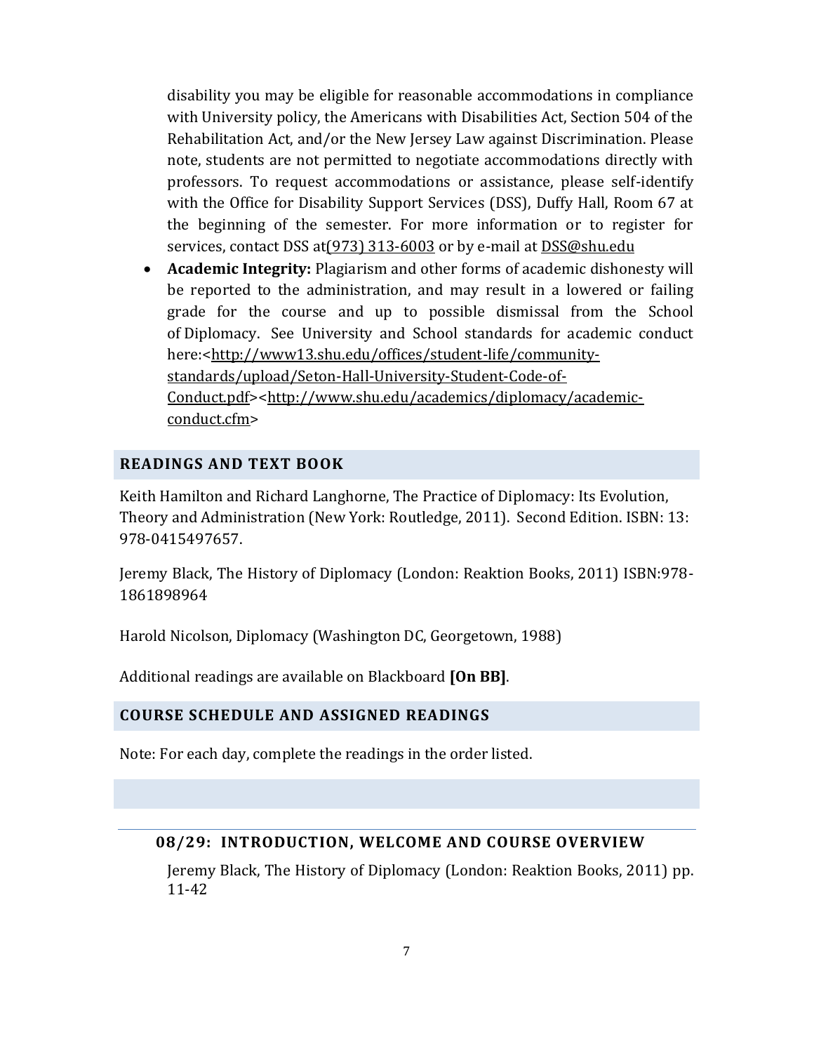disability you may be eligible for reasonable accommodations in compliance with University policy, the Americans with Disabilities Act, Section 504 of the Rehabilitation Act, and/or the New Jersey Law against Discrimination. Please note, students are not permitted to negotiate accommodations directly with professors. To request accommodations or assistance, please self-identify with the Office for Disability Support Services (DSS), Duffy Hall, Room 67 at the beginning of the semester. For more information or to register for services, contact DSS at(973) 313-6003 or by e-mail at DSS@shu.edu

- **Academic Integrity:** Plagiarism and other forms of academic dishonesty will be reported to the administration, and may result in a lowered or failing grade for the course and up to possible dismissal from the School of Diplomacy. See University and School standards for academic conduct here:<http://www13.shu.edu/offices/student-life/community-standards/upload/Seton-Hall-University-Student-Code-of-Conduct.pdf><http://www.shu.edu/academics/diplomacy/academic-conduct.cfm>

## READINGS AND TEXT BOOK

Keith Hamilton and Richard Langhorne, The Practice of Diplomacy: Its Evolution, Theory and Administration (New York: Routledge, 2011). Second Edition. ISBN: 13: 978-0415497657.

Jeremy Black, The History of Diplomacy (London: Reaktion Books, 2011) ISBN:978-1861898964

Harold Nicolson, Diplomacy (Washington DC, Georgetown, 1988)

Additional readings are available on Blackboard **[On BB]**.

## COURSE SCHEDULE AND ASSIGNED READINGS

Note: For each day, complete the readings in the order listed.

### 08/29: INTRODUCTION, WELCOME AND COURSE OVERVIEW

Jeremy Black, The History of Diplomacy (London: Reaktion Books, 2011) pp. 11-42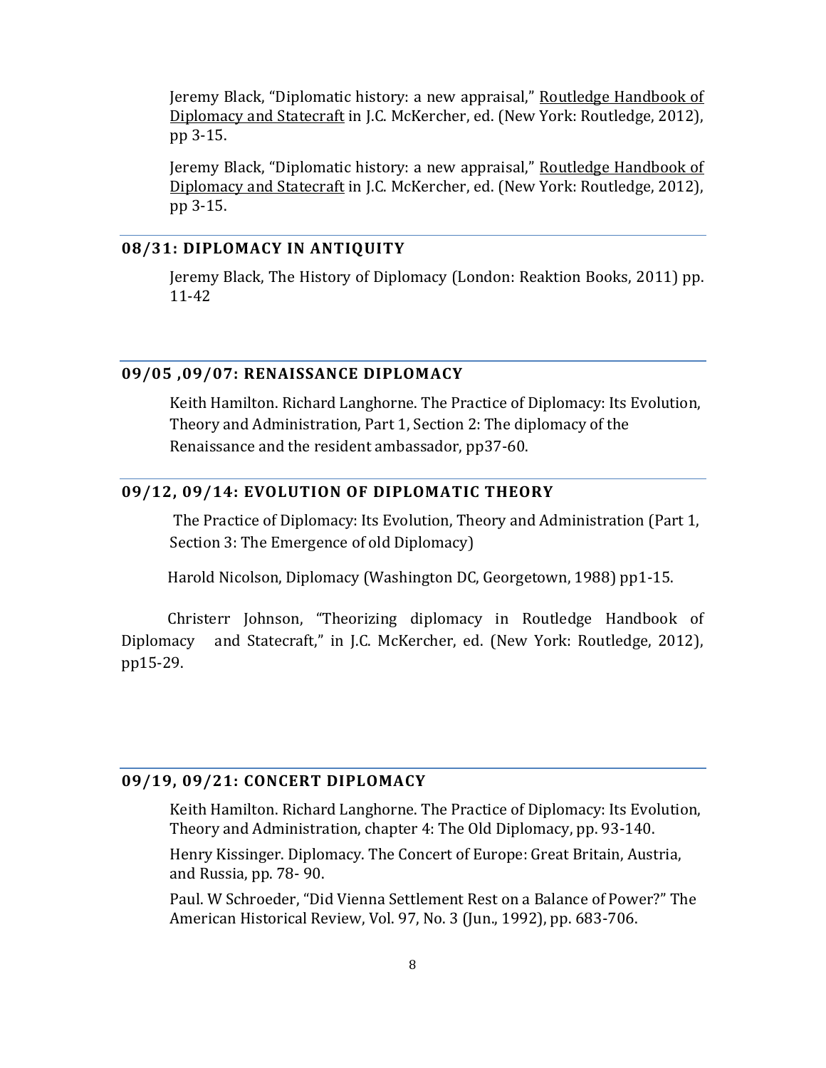Jeremy Black, "Diplomatic history: a new appraisal," Routledge Handbook of Diplomacy and Statecraft in J.C. McKercher, ed. (New York: Routledge, 2012), pp 3-15.

Jeremy Black, "Diplomatic history: a new appraisal," Routledge Handbook of Diplomacy and Statecraft in J.C. McKercher, ed. (New York: Routledge, 2012), pp 3-15.

## 08/31: DIPLOMACY IN ANTIQUITY

Jeremy Black, The History of Diplomacy (London: Reaktion Books, 2011) pp. 11-42

## 09/05 ,09/07: RENAISSANCE DIPLOMACY

Keith Hamilton. Richard Langhorne. The Practice of Diplomacy: Its Evolution, Theory and Administration, Part 1, Section 2: The diplomacy of the Renaissance and the resident ambassador, pp37-60.

## 09/12, 09/14: EVOLUTION OF DIPLOMATIC THEORY

The Practice of Diplomacy: Its Evolution, Theory and Administration (Part 1, Section 3: The Emergence of old Diplomacy)

Harold Nicolson, Diplomacy (Washington DC, Georgetown, 1988) pp1-15.

Christerr Johnson, "Theorizing diplomacy in Routledge Handbook of Diplomacy and Statecraft," in J.C. McKercher, ed. (New York: Routledge, 2012), pp15-29.

## 09/19, 09/21: CONCERT DIPLOMACY

Keith Hamilton. Richard Langhorne. The Practice of Diplomacy: Its Evolution, Theory and Administration, chapter 4: The Old Diplomacy, pp. 93-140.

Henry Kissinger. Diplomacy. The Concert of Europe: Great Britain, Austria, and Russia, pp. 78- 90.

Paul. W Schroeder, "Did Vienna Settlement Rest on a Balance of Power?" The American Historical Review, Vol. 97, No. 3 (Jun., 1992), pp. 683-706.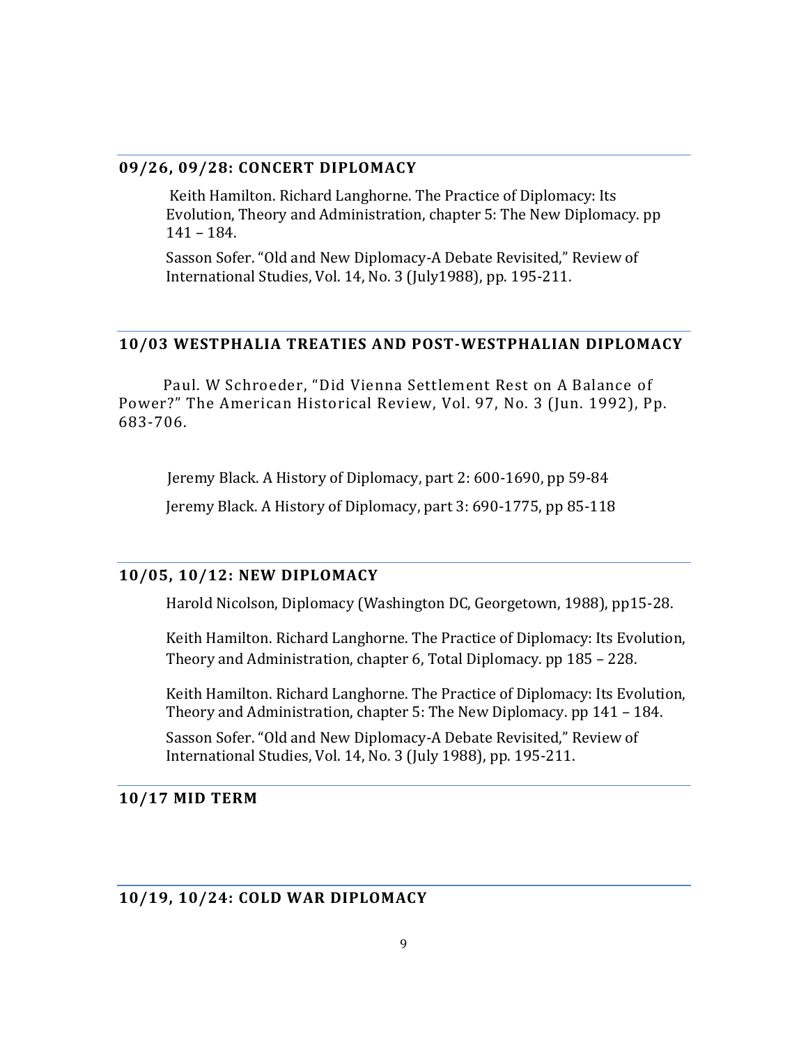### 09/26, 09/28: CONCERT DIPLOMACY

Keith Hamilton. Richard Langhorne. The Practice of Diplomacy: Its Evolution, Theory and Administration, chapter 5: The New Diplomacy. pp 141 – 184.

Sasson Sofer. "Old and New Diplomacy-A Debate Revisited," Review of International Studies, Vol. 14, No. 3 (July1988), pp. 195-211.

### 10/03 WESTPHALIA TREATIES AND POST-WESTPHALIAN DIPLOMACY

Paul. W Schroeder, "Did Vienna Settlement Rest on A Balance of Power?" The American Historical Review, Vol. 97, No. 3 (Jun. 1992), Pp. 683-706.

Jeremy Black. A History of Diplomacy, part 2: 600-1690, pp 59-84

Jeremy Black. A History of Diplomacy, part 3: 690-1775, pp 85-118

### 10/05, 10/12: NEW DIPLOMACY

Harold Nicolson, Diplomacy (Washington DC, Georgetown, 1988), pp15-28.

Keith Hamilton. Richard Langhorne. The Practice of Diplomacy: Its Evolution, Theory and Administration, chapter 6, Total Diplomacy. pp 185 – 228.

Keith Hamilton. Richard Langhorne. The Practice of Diplomacy: Its Evolution, Theory and Administration, chapter 5: The New Diplomacy. pp 141 – 184.

Sasson Sofer. "Old and New Diplomacy-A Debate Revisited," Review of International Studies, Vol. 14, No. 3 (July 1988), pp. 195-211.

### 10/17 MID TERM

### 10/19, 10/24: COLD WAR DIPLOMACY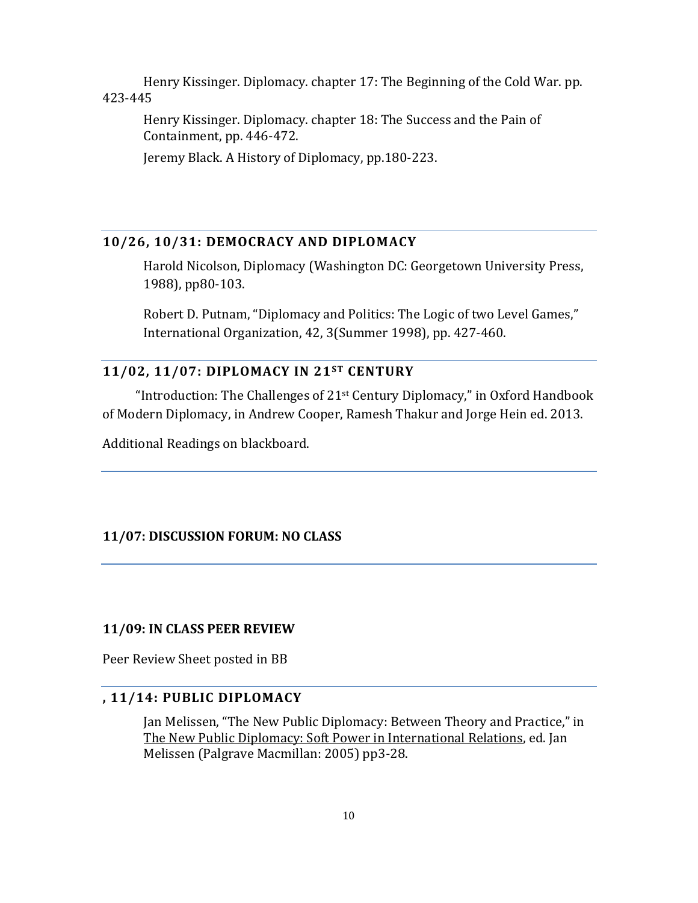Henry Kissinger. Diplomacy. chapter 17: The Beginning of the Cold War. pp. 423-445

Henry Kissinger. Diplomacy. chapter 18: The Success and the Pain of Containment, pp. 446-472.

Jeremy Black. A History of Diplomacy, pp.180-223.

### 10/26, 10/31: DEMOCRACY AND DIPLOMACY

Harold Nicolson, Diplomacy (Washington DC: Georgetown University Press, 1988), pp80-103.

Robert D. Putnam, "Diplomacy and Politics: The Logic of two Level Games," International Organization, 42, 3(Summer 1998), pp. 427-460.

### 11/02, 11/07: DIPLOMACY IN 21ST CENTURY

"Introduction: The Challenges of 21st Century Diplomacy," in Oxford Handbook of Modern Diplomacy, in Andrew Cooper, Ramesh Thakur and Jorge Hein ed. 2013.

Additional Readings on blackboard.

### 11/07: DISCUSSION FORUM: NO CLASS

### 11/09: IN CLASS PEER REVIEW

Peer Review Sheet posted in BB

### , 11/14: PUBLIC DIPLOMACY

Jan Melissen, "The New Public Diplomacy: Between Theory and Practice," in The New Public Diplomacy: Soft Power in International Relations, ed. Jan Melissen (Palgrave Macmillan: 2005) pp3-28.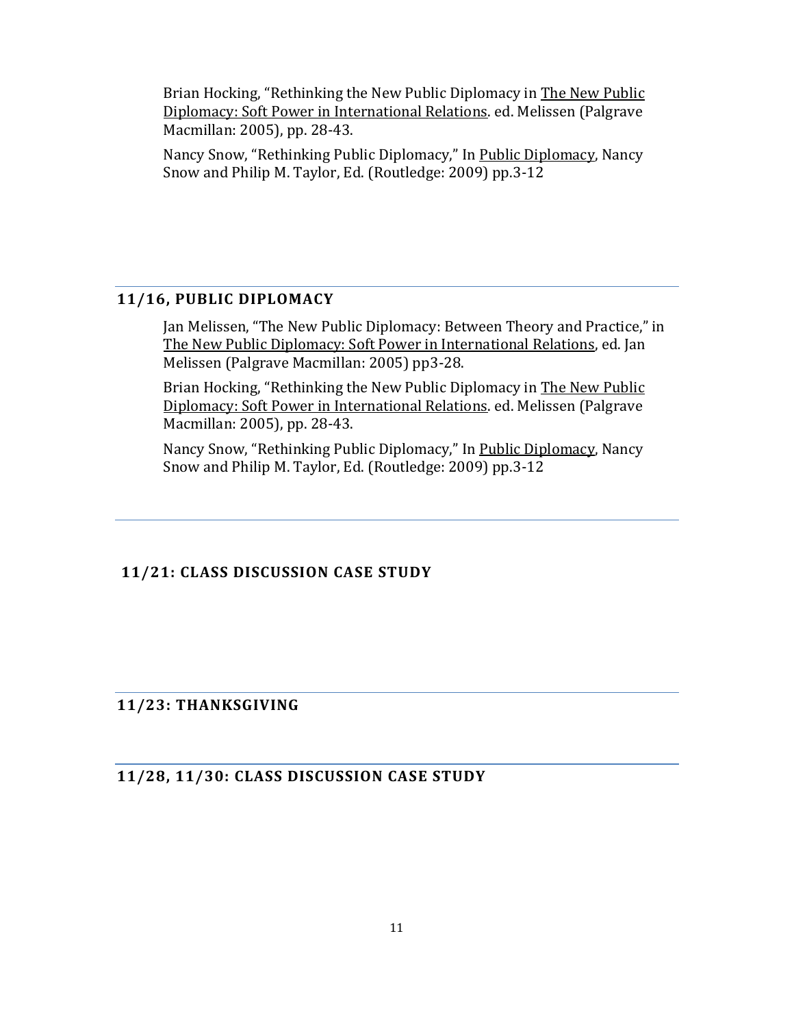Brian Hocking, "Rethinking the New Public Diplomacy in The New Public Diplomacy: Soft Power in International Relations. ed. Melissen (Palgrave Macmillan: 2005), pp. 28-43.

Nancy Snow, "Rethinking Public Diplomacy," In Public Diplomacy, Nancy Snow and Philip M. Taylor, Ed. (Routledge: 2009) pp.3-12

## 11/16, PUBLIC DIPLOMACY

Jan Melissen, "The New Public Diplomacy: Between Theory and Practice," in The New Public Diplomacy: Soft Power in International Relations, ed. Jan Melissen (Palgrave Macmillan: 2005) pp3-28.

Brian Hocking, "Rethinking the New Public Diplomacy in The New Public Diplomacy: Soft Power in International Relations. ed. Melissen (Palgrave Macmillan: 2005), pp. 28-43.

Nancy Snow, "Rethinking Public Diplomacy," In Public Diplomacy, Nancy Snow and Philip M. Taylor, Ed. (Routledge: 2009) pp.3-12

## 11/21: CLASS DISCUSSION CASE STUDY

## 11/23: THANKSGIVING

## 11/28, 11/30: CLASS DISCUSSION CASE STUDY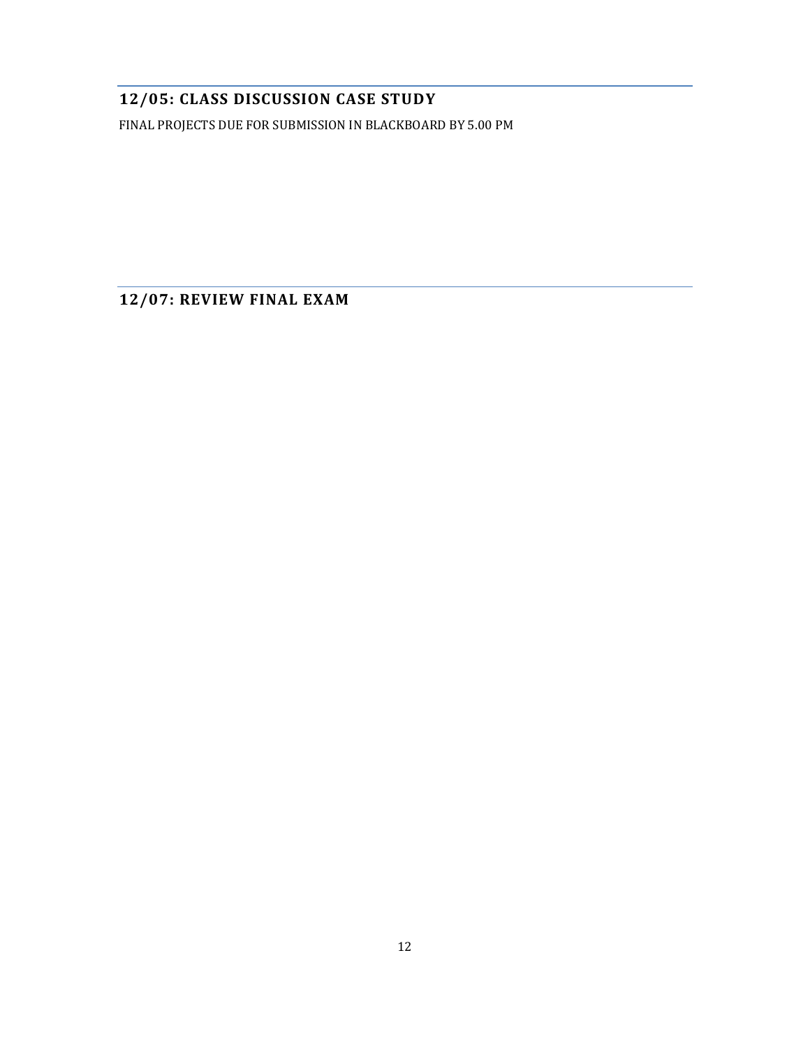## 12/05: CLASS DISCUSSION CASE STUDY

FINAL PROJECTS DUE FOR SUBMISSION IN BLACKBOARD BY 5.00 PM

## 12/07: REVIEW FINAL EXAM